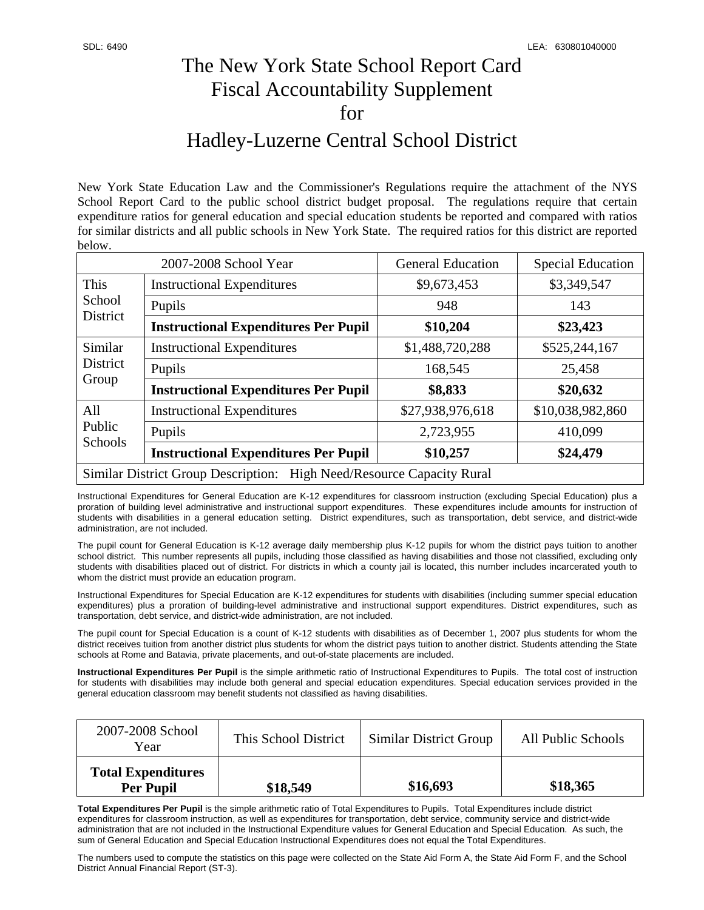SDL: 6490 LEA: 630801040000

# The New York State School Report Card
# Fiscal Accountability Supplement
# for
# Hadley-Luzerne Central School District

New York State Education Law and the Commissioner's Regulations require the attachment of the NYS School Report Card to the public school district budget proposal. The regulations require that certain expenditure ratios for general education and special education students be reported and compared with ratios for similar districts and all public schools in New York State. The required ratios for this district are reported below.

| 2007-2008 School Year | | General Education | Special Education |
|---|---|---|---|
| This School District | Instructional Expenditures | $9,673,453 | $3,349,547 |
| | Pupils | 948 | 143 |
| | **Instructional Expenditures Per Pupil** | **$10,204** | **$23,423** |
| Similar District Group | Instructional Expenditures | $1,488,720,288 | $525,244,167 |
| | Pupils | 168,545 | 25,458 |
| | **Instructional Expenditures Per Pupil** | **$8,833** | **$20,632** |
| All Public Schools | Instructional Expenditures | $27,938,976,618 | $10,038,982,860 |
| | Pupils | 2,723,955 | 410,099 |
| | **Instructional Expenditures Per Pupil** | **$10,257** | **$24,479** |
| Similar District Group Description: High Need/Resource Capacity Rural | | | |

Instructional Expenditures for General Education are K-12 expenditures for classroom instruction (excluding Special Education) plus a proration of building level administrative and instructional support expenditures. These expenditures include amounts for instruction of students with disabilities in a general education setting. District expenditures, such as transportation, debt service, and district-wide administration, are not included.

The pupil count for General Education is K-12 average daily membership plus K-12 pupils for whom the district pays tuition to another school district. This number represents all pupils, including those classified as having disabilities and those not classified, excluding only students with disabilities placed out of district. For districts in which a county jail is located, this number includes incarcerated youth to whom the district must provide an education program.

Instructional Expenditures for Special Education are K-12 expenditures for students with disabilities (including summer special education expenditures) plus a proration of building-level administrative and instructional support expenditures. District expenditures, such as transportation, debt service, and district-wide administration, are not included.

The pupil count for Special Education is a count of K-12 students with disabilities as of December 1, 2007 plus students for whom the district receives tuition from another district plus students for whom the district pays tuition to another district. Students attending the State schools at Rome and Batavia, private placements, and out-of-state placements are included.

**Instructional Expenditures Per Pupil** is the simple arithmetic ratio of Instructional Expenditures to Pupils. The total cost of instruction for students with disabilities may include both general and special education expenditures. Special education services provided in the general education classroom may benefit students not classified as having disabilities.

| 2007-2008 School Year | This School District | Similar District Group | All Public Schools |
|---|---|---|---|
| **Total Expenditures Per Pupil** | **$18,549** | **$16,693** | **$18,365** |

**Total Expenditures Per Pupil** is the simple arithmetic ratio of Total Expenditures to Pupils. Total Expenditures include district expenditures for classroom instruction, as well as expenditures for transportation, debt service, community service and district-wide administration that are not included in the Instructional Expenditure values for General Education and Special Education. As such, the sum of General Education and Special Education Instructional Expenditures does not equal the Total Expenditures.

The numbers used to compute the statistics on this page were collected on the State Aid Form A, the State Aid Form F, and the School District Annual Financial Report (ST-3).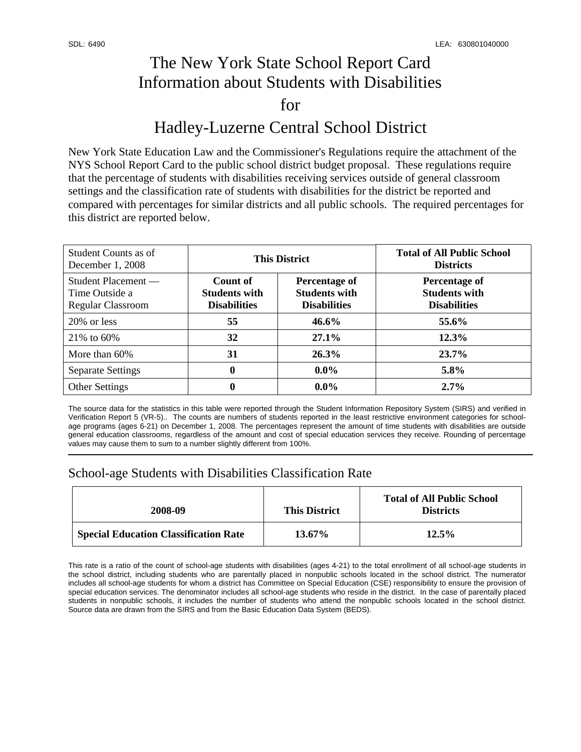SDL: 6490 LEA: 630801040000

# The New York State School Report Card Information about Students with Disabilities for Hadley-Luzerne Central School District

New York State Education Law and the Commissioner's Regulations require the attachment of the NYS School Report Card to the public school district budget proposal. These regulations require that the percentage of students with disabilities receiving services outside of general classroom settings and the classification rate of students with disabilities for the district be reported and compared with percentages for similar districts and all public schools. The required percentages for this district are reported below.

| Student Counts as of December 1, 2008 | **This District** | | **Total of All Public School Districts** |
|---|---|---|---|
| Student Placement — Time Outside a Regular Classroom | **Count of Students with Disabilities** | **Percentage of Students with Disabilities** | **Percentage of Students with Disabilities** |
| 20% or less | **55** | **46.6%** | **55.6%** |
| 21% to 60% | **32** | **27.1%** | **12.3%** |
| More than 60% | **31** | **26.3%** | **23.7%** |
| Separate Settings | **0** | **0.0%** | **5.8%** |
| Other Settings | **0** | **0.0%** | **2.7%** |

The source data for the statistics in this table were reported through the Student Information Repository System (SIRS) and verified in Verification Report 5 (VR-5).. The counts are numbers of students reported in the least restrictive environment categories for school-age programs (ages 6-21) on December 1, 2008. The percentages represent the amount of time students with disabilities are outside general education classrooms, regardless of the amount and cost of special education services they receive. Rounding of percentage values may cause them to sum to a number slightly different from 100%.

## School-age Students with Disabilities Classification Rate

| **2008-09** | **This District** | **Total of All Public School Districts** |
|---|---|---|
| **Special Education Classification Rate** | **13.67%** | **12.5%** |

This rate is a ratio of the count of school-age students with disabilities (ages 4-21) to the total enrollment of all school-age students in the school district, including students who are parentally placed in nonpublic schools located in the school district. The numerator includes all school-age students for whom a district has Committee on Special Education (CSE) responsibility to ensure the provision of special education services. The denominator includes all school-age students who reside in the district. In the case of parentally placed students in nonpublic schools, it includes the number of students who attend the nonpublic schools located in the school district. Source data are drawn from the SIRS and from the Basic Education Data System (BEDS).